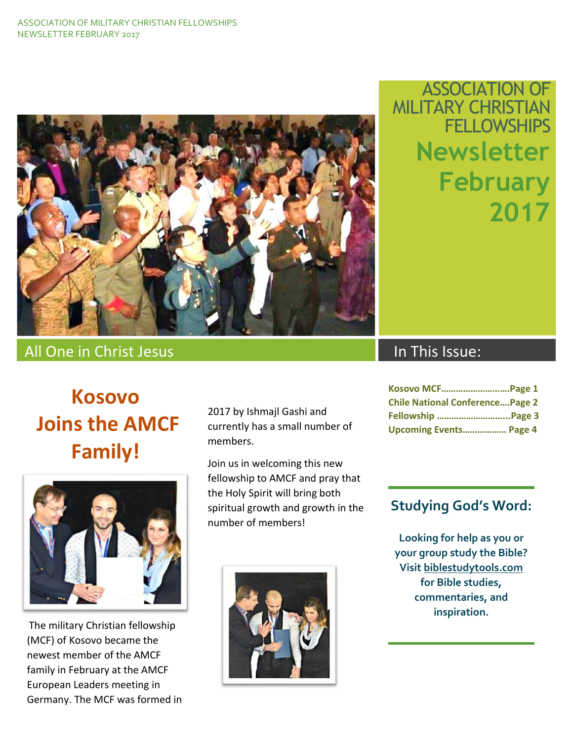# ASSOCIATION OF MILITARY CHRISTIAN FELLOWSHIPS

# Newsletter February 2017

All One in Christ Jesus

## In This Issue:

**Kosovo MCF………………………Page 1**
**Chile National Conference….Page 2**
**Fellowship ………………………..Page 3**
**Upcoming Events……………… Page 4**

## Kosovo Joins the AMCF Family!

The military Christian fellowship (MCF) of Kosovo became the newest member of the AMCF family in February at the AMCF European Leaders meeting in Germany. The MCF was formed in 2017 by Ishmajl Gashi and currently has a small number of members.

Join us in welcoming this new fellowship to AMCF and pray that the Holy Spirit will bring both spiritual growth and growth in the number of members!

## Studying God's Word:

**Looking for help as you or your group study the Bible? Visit biblestudytools.com for Bible studies, commentaries, and inspiration.**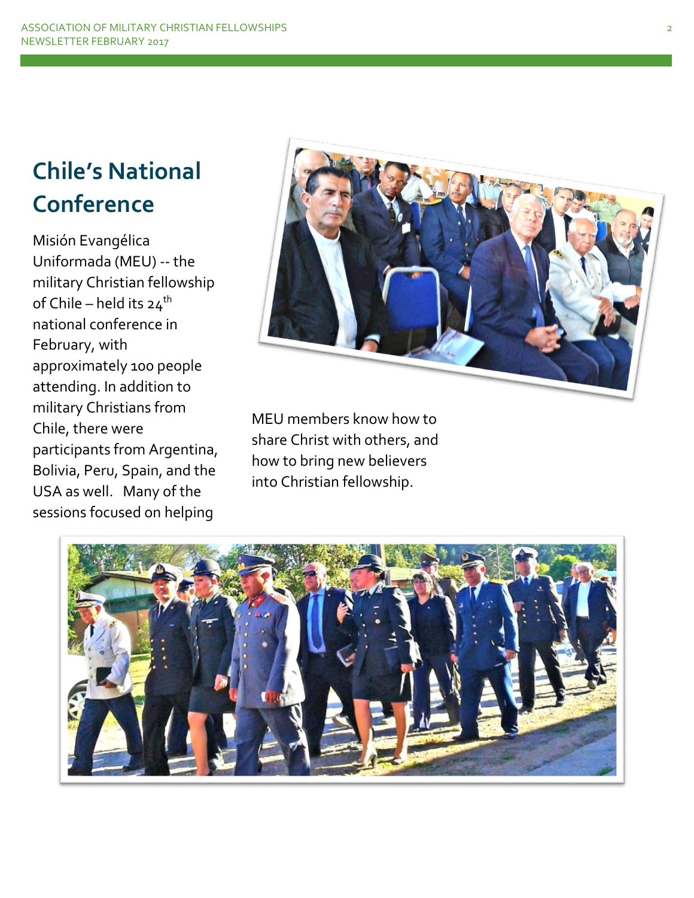## Chile's National Conference

Misión Evangélica Uniformada (MEU) -- the military Christian fellowship of Chile – held its 24th national conference in February, with approximately 100 people attending. In addition to military Christians from Chile, there were participants from Argentina, Bolivia, Peru, Spain, and the USA as well. Many of the sessions focused on helping MEU members know how to share Christ with others, and how to bring new believers into Christian fellowship.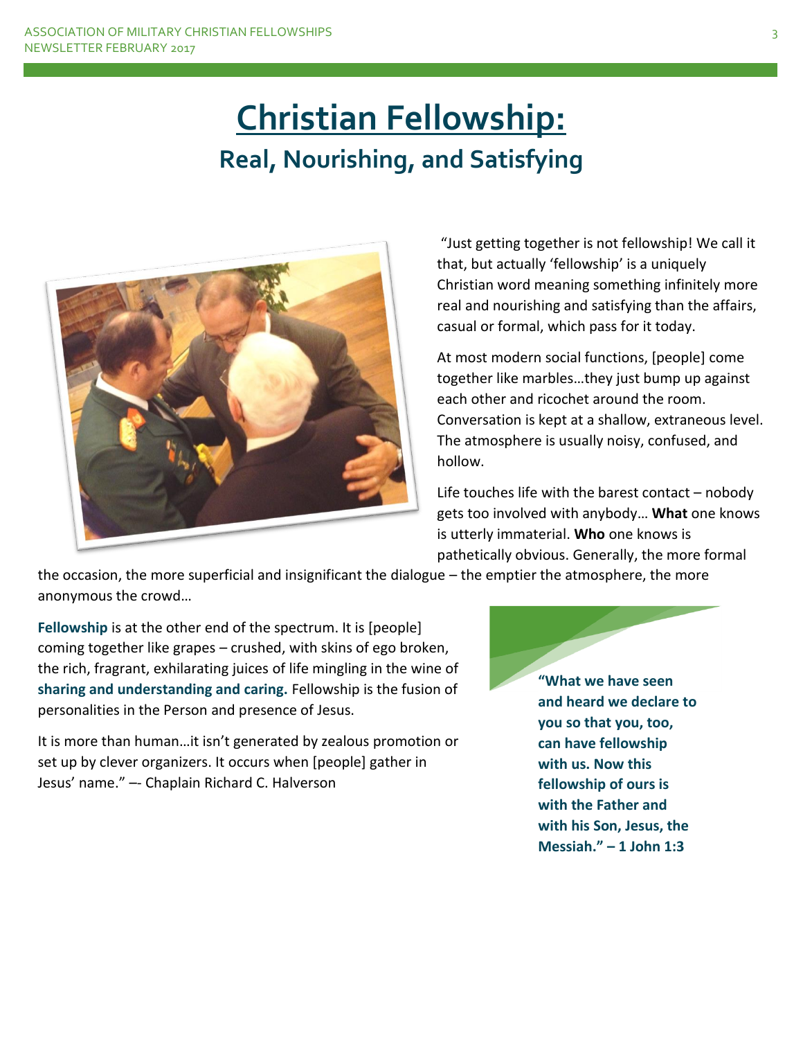# Christian Fellowship:

## Real, Nourishing, and Satisfying

"Just getting together is not fellowship! We call it that, but actually 'fellowship' is a uniquely Christian word meaning something infinitely more real and nourishing and satisfying than the affairs, casual or formal, which pass for it today.

At most modern social functions, [people] come together like marbles…they just bump up against each other and ricochet around the room. Conversation is kept at a shallow, extraneous level. The atmosphere is usually noisy, confused, and hollow.

Life touches life with the barest contact – nobody gets too involved with anybody… **What** one knows is utterly immaterial. **Who** one knows is pathetically obvious. Generally, the more formal the occasion, the more superficial and insignificant the dialogue – the emptier the atmosphere, the more anonymous the crowd…

**Fellowship** is at the other end of the spectrum. It is [people] coming together like grapes – crushed, with skins of ego broken, the rich, fragrant, exhilarating juices of life mingling in the wine of **sharing and understanding and caring.** Fellowship is the fusion of personalities in the Person and presence of Jesus.

It is more than human…it isn't generated by zealous promotion or set up by clever organizers. It occurs when [people] gather in Jesus' name." –- Chaplain Richard C. Halverson

**"What we have seen and heard we declare to you so that you, too, can have fellowship with us. Now this fellowship of ours is with the Father and with his Son, Jesus, the Messiah." – 1 John 1:3**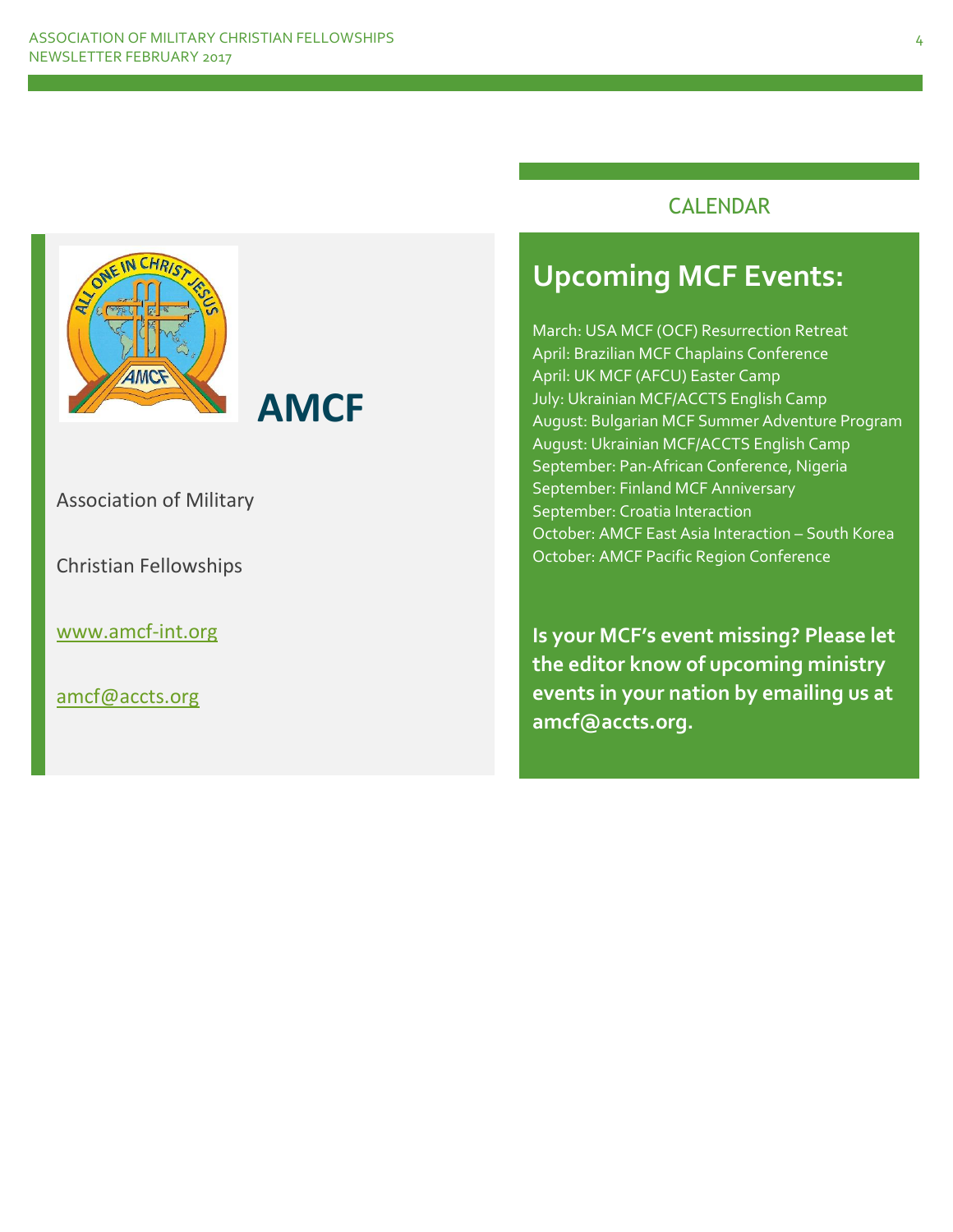# AMCF

Association of Military

Christian Fellowships

www.amcf-int.org

amcf@accts.org

## CALENDAR

## Upcoming MCF Events:

March: USA MCF (OCF) Resurrection Retreat
April: Brazilian MCF Chaplains Conference
April: UK MCF (AFCU) Easter Camp
July: Ukrainian MCF/ACCTS English Camp
August: Bulgarian MCF Summer Adventure Program
August: Ukrainian MCF/ACCTS English Camp
September: Pan-African Conference, Nigeria
September: Finland MCF Anniversary
September: Croatia Interaction
October: AMCF East Asia Interaction – South Korea
October: AMCF Pacific Region Conference

**Is your MCF's event missing? Please let the editor know of upcoming ministry events in your nation by emailing us at amcf@accts.org.**